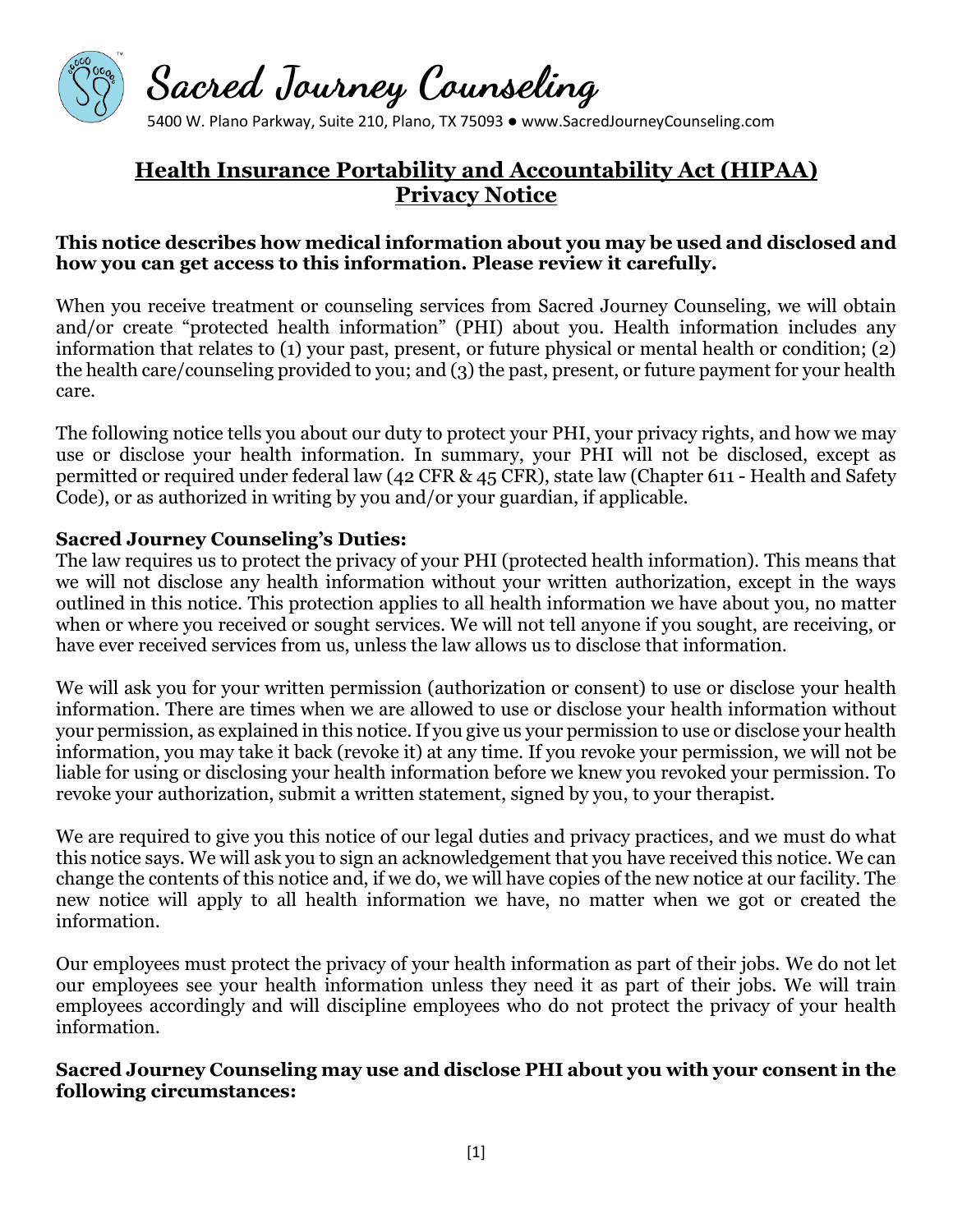# Sacred Journey Counseling

5400 W. Plano Parkway, Suite 210, Plano, TX 75093 ● www.SacredJourneyCounseling.com

## Health Insurance Portability and Accountability Act (HIPAA) Privacy Notice

**This notice describes how medical information about you may be used and disclosed and how you can get access to this information. Please review it carefully.**

When you receive treatment or counseling services from Sacred Journey Counseling, we will obtain and/or create "protected health information" (PHI) about you. Health information includes any information that relates to (1) your past, present, or future physical or mental health or condition; (2) the health care/counseling provided to you; and (3) the past, present, or future payment for your health care.

The following notice tells you about our duty to protect your PHI, your privacy rights, and how we may use or disclose your health information. In summary, your PHI will not be disclosed, except as permitted or required under federal law (42 CFR & 45 CFR), state law (Chapter 611 - Health and Safety Code), or as authorized in writing by you and/or your guardian, if applicable.

**Sacred Journey Counseling's Duties:**

The law requires us to protect the privacy of your PHI (protected health information). This means that we will not disclose any health information without your written authorization, except in the ways outlined in this notice. This protection applies to all health information we have about you, no matter when or where you received or sought services. We will not tell anyone if you sought, are receiving, or have ever received services from us, unless the law allows us to disclose that information.

We will ask you for your written permission (authorization or consent) to use or disclose your health information. There are times when we are allowed to use or disclose your health information without your permission, as explained in this notice. If you give us your permission to use or disclose your health information, you may take it back (revoke it) at any time. If you revoke your permission, we will not be liable for using or disclosing your health information before we knew you revoked your permission. To revoke your authorization, submit a written statement, signed by you, to your therapist.

We are required to give you this notice of our legal duties and privacy practices, and we must do what this notice says. We will ask you to sign an acknowledgement that you have received this notice. We can change the contents of this notice and, if we do, we will have copies of the new notice at our facility. The new notice will apply to all health information we have, no matter when we got or created the information.

Our employees must protect the privacy of your health information as part of their jobs. We do not let our employees see your health information unless they need it as part of their jobs. We will train employees accordingly and will discipline employees who do not protect the privacy of your health information.

**Sacred Journey Counseling may use and disclose PHI about you with your consent in the following circumstances:**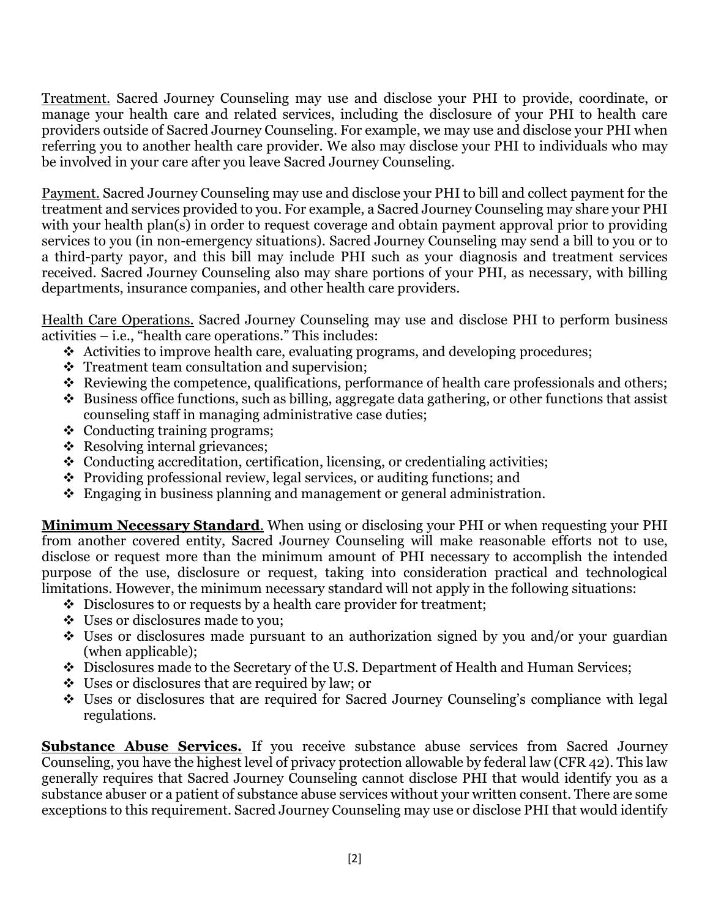Treatment. Sacred Journey Counseling may use and disclose your PHI to provide, coordinate, or manage your health care and related services, including the disclosure of your PHI to health care providers outside of Sacred Journey Counseling. For example, we may use and disclose your PHI when referring you to another health care provider. We also may disclose your PHI to individuals who may be involved in your care after you leave Sacred Journey Counseling.

Payment. Sacred Journey Counseling may use and disclose your PHI to bill and collect payment for the treatment and services provided to you. For example, a Sacred Journey Counseling may share your PHI with your health plan(s) in order to request coverage and obtain payment approval prior to providing services to you (in non-emergency situations). Sacred Journey Counseling may send a bill to you or to a third-party payor, and this bill may include PHI such as your diagnosis and treatment services received. Sacred Journey Counseling also may share portions of your PHI, as necessary, with billing departments, insurance companies, and other health care providers.

Health Care Operations. Sacred Journey Counseling may use and disclose PHI to perform business activities – i.e., "health care operations." This includes:

- Activities to improve health care, evaluating programs, and developing procedures;
- Treatment team consultation and supervision;
- Reviewing the competence, qualifications, performance of health care professionals and others;
- Business office functions, such as billing, aggregate data gathering, or other functions that assist counseling staff in managing administrative case duties;
- Conducting training programs;
- Resolving internal grievances;
- Conducting accreditation, certification, licensing, or credentialing activities;
- Providing professional review, legal services, or auditing functions; and
- Engaging in business planning and management or general administration.

**Minimum Necessary Standard**. When using or disclosing your PHI or when requesting your PHI from another covered entity, Sacred Journey Counseling will make reasonable efforts not to use, disclose or request more than the minimum amount of PHI necessary to accomplish the intended purpose of the use, disclosure or request, taking into consideration practical and technological limitations. However, the minimum necessary standard will not apply in the following situations:

- Disclosures to or requests by a health care provider for treatment;
- Uses or disclosures made to you;
- Uses or disclosures made pursuant to an authorization signed by you and/or your guardian (when applicable);
- Disclosures made to the Secretary of the U.S. Department of Health and Human Services;
- Uses or disclosures that are required by law; or
- Uses or disclosures that are required for Sacred Journey Counseling's compliance with legal regulations.

**Substance Abuse Services.** If you receive substance abuse services from Sacred Journey Counseling, you have the highest level of privacy protection allowable by federal law (CFR 42). This law generally requires that Sacred Journey Counseling cannot disclose PHI that would identify you as a substance abuser or a patient of substance abuse services without your written consent. There are some exceptions to this requirement. Sacred Journey Counseling may use or disclose PHI that would identify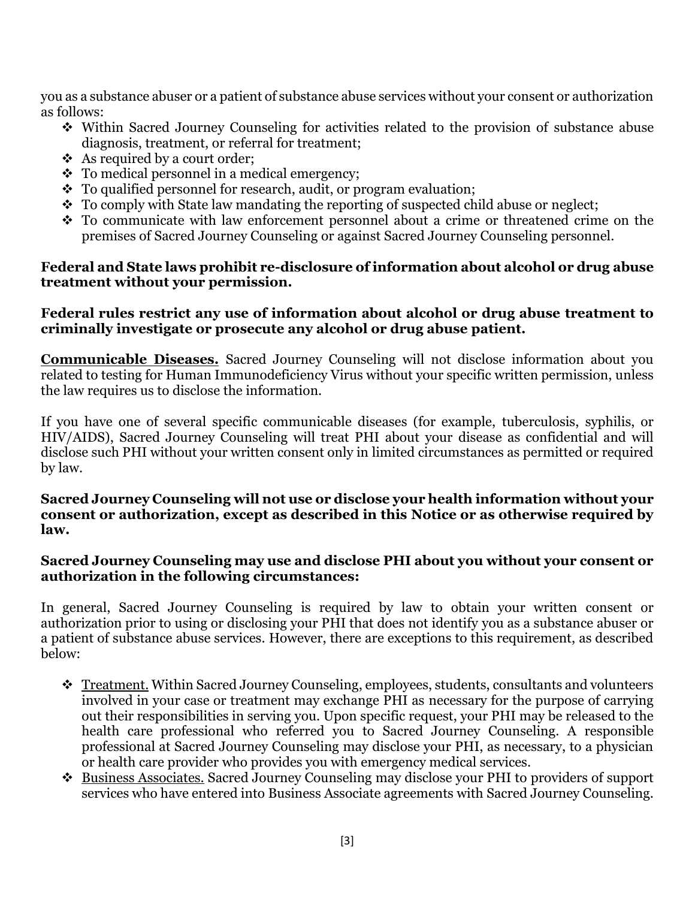you as a substance abuser or a patient of substance abuse services without your consent or authorization as follows:

- Within Sacred Journey Counseling for activities related to the provision of substance abuse diagnosis, treatment, or referral for treatment;
- As required by a court order;
- To medical personnel in a medical emergency;
- To qualified personnel for research, audit, or program evaluation;
- To comply with State law mandating the reporting of suspected child abuse or neglect;
- To communicate with law enforcement personnel about a crime or threatened crime on the premises of Sacred Journey Counseling or against Sacred Journey Counseling personnel.

**Federal and State laws prohibit re-disclosure of information about alcohol or drug abuse treatment without your permission.**

**Federal rules restrict any use of information about alcohol or drug abuse treatment to criminally investigate or prosecute any alcohol or drug abuse patient.**

**Communicable Diseases.** Sacred Journey Counseling will not disclose information about you related to testing for Human Immunodeficiency Virus without your specific written permission, unless the law requires us to disclose the information.

If you have one of several specific communicable diseases (for example, tuberculosis, syphilis, or HIV/AIDS), Sacred Journey Counseling will treat PHI about your disease as confidential and will disclose such PHI without your written consent only in limited circumstances as permitted or required by law.

**Sacred Journey Counseling will not use or disclose your health information without your consent or authorization, except as described in this Notice or as otherwise required by law.**

**Sacred Journey Counseling may use and disclose PHI about you without your consent or authorization in the following circumstances:**

In general, Sacred Journey Counseling is required by law to obtain your written consent or authorization prior to using or disclosing your PHI that does not identify you as a substance abuser or a patient of substance abuse services. However, there are exceptions to this requirement, as described below:

- Treatment. Within Sacred Journey Counseling, employees, students, consultants and volunteers involved in your case or treatment may exchange PHI as necessary for the purpose of carrying out their responsibilities in serving you. Upon specific request, your PHI may be released to the health care professional who referred you to Sacred Journey Counseling. A responsible professional at Sacred Journey Counseling may disclose your PHI, as necessary, to a physician or health care provider who provides you with emergency medical services.
- Business Associates. Sacred Journey Counseling may disclose your PHI to providers of support services who have entered into Business Associate agreements with Sacred Journey Counseling.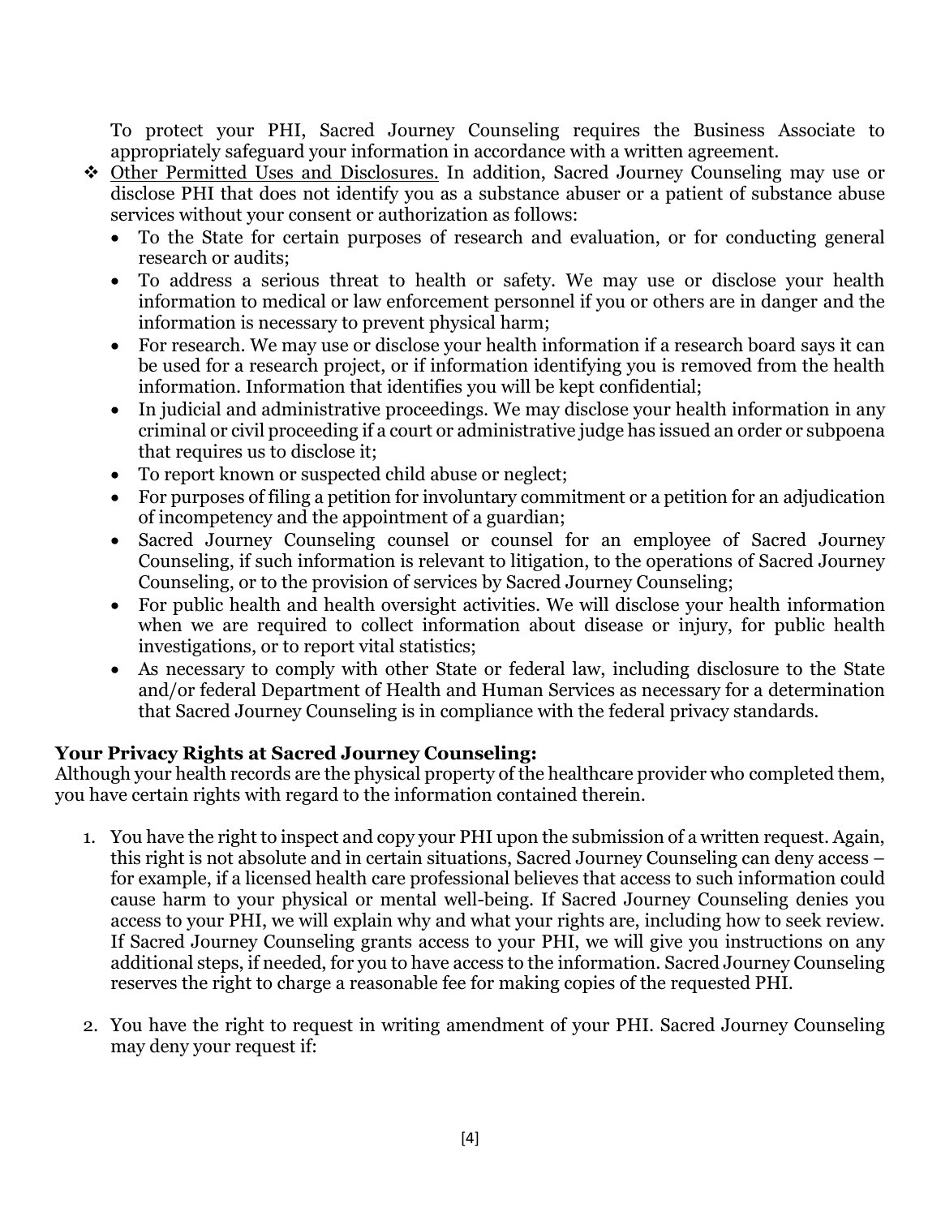To protect your PHI, Sacred Journey Counseling requires the Business Associate to appropriately safeguard your information in accordance with a written agreement.

❖ <u>Other Permitted Uses and Disclosures.</u> In addition, Sacred Journey Counseling may use or disclose PHI that does not identify you as a substance abuser or a patient of substance abuse services without your consent or authorization as follows:
    - To the State for certain purposes of research and evaluation, or for conducting general research or audits;
    - To address a serious threat to health or safety. We may use or disclose your health information to medical or law enforcement personnel if you or others are in danger and the information is necessary to prevent physical harm;
    - For research. We may use or disclose your health information if a research board says it can be used for a research project, or if information identifying you is removed from the health information. Information that identifies you will be kept confidential;
    - In judicial and administrative proceedings. We may disclose your health information in any criminal or civil proceeding if a court or administrative judge has issued an order or subpoena that requires us to disclose it;
    - To report known or suspected child abuse or neglect;
    - For purposes of filing a petition for involuntary commitment or a petition for an adjudication of incompetency and the appointment of a guardian;
    - Sacred Journey Counseling counsel or counsel for an employee of Sacred Journey Counseling, if such information is relevant to litigation, to the operations of Sacred Journey Counseling, or to the provision of services by Sacred Journey Counseling;
    - For public health and health oversight activities. We will disclose your health information when we are required to collect information about disease or injury, for public health investigations, or to report vital statistics;
    - As necessary to comply with other State or federal law, including disclosure to the State and/or federal Department of Health and Human Services as necessary for a determination that Sacred Journey Counseling is in compliance with the federal privacy standards.

**Your Privacy Rights at Sacred Journey Counseling:**
Although your health records are the physical property of the healthcare provider who completed them, you have certain rights with regard to the information contained therein.

1. You have the right to inspect and copy your PHI upon the submission of a written request. Again, this right is not absolute and in certain situations, Sacred Journey Counseling can deny access – for example, if a licensed health care professional believes that access to such information could cause harm to your physical or mental well-being. If Sacred Journey Counseling denies you access to your PHI, we will explain why and what your rights are, including how to seek review. If Sacred Journey Counseling grants access to your PHI, we will give you instructions on any additional steps, if needed, for you to have access to the information. Sacred Journey Counseling reserves the right to charge a reasonable fee for making copies of the requested PHI.

2. You have the right to request in writing amendment of your PHI. Sacred Journey Counseling may deny your request if: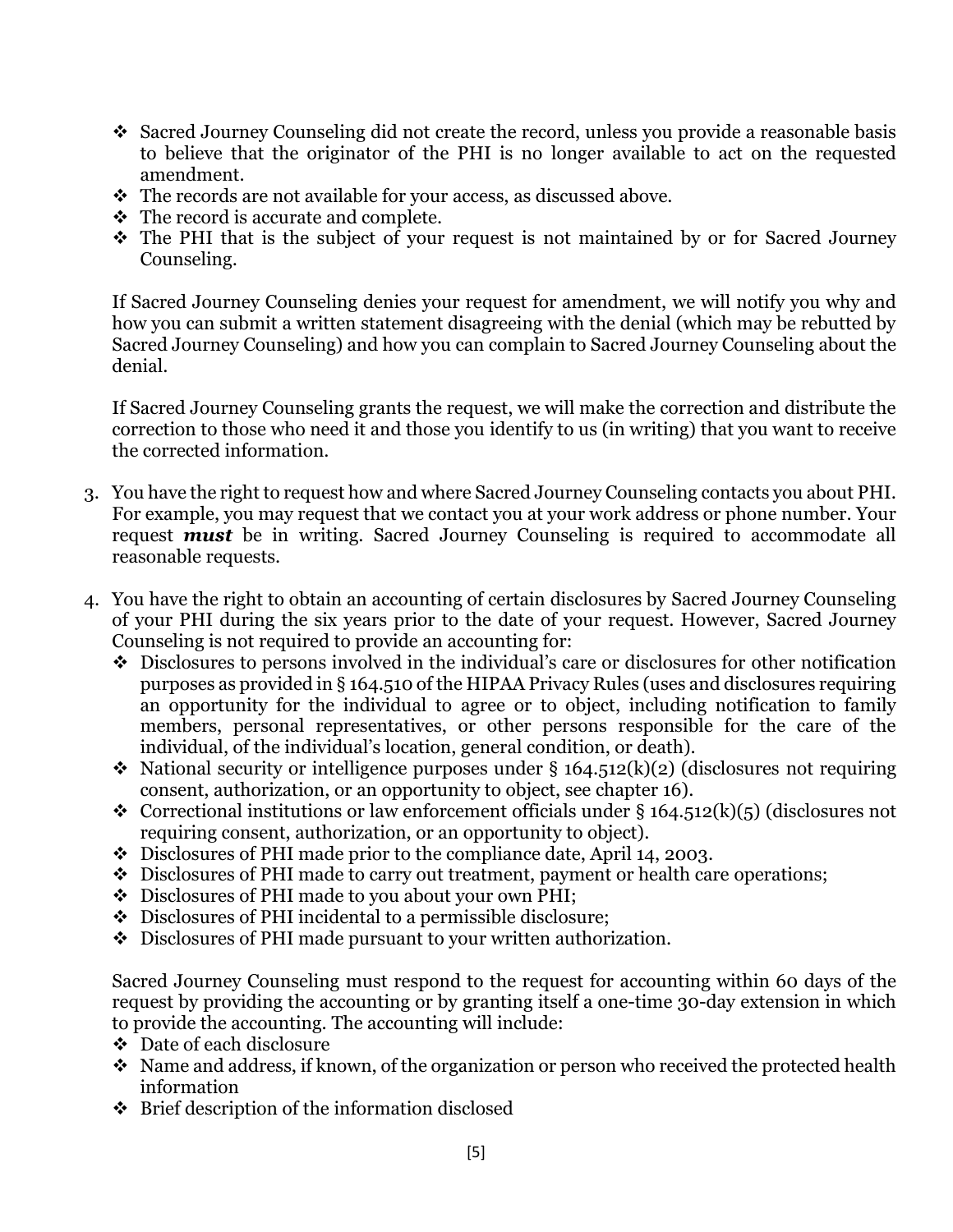- ❖ Sacred Journey Counseling did not create the record, unless you provide a reasonable basis to believe that the originator of the PHI is no longer available to act on the requested amendment.
- ❖ The records are not available for your access, as discussed above.
- ❖ The record is accurate and complete.
- ❖ The PHI that is the subject of your request is not maintained by or for Sacred Journey Counseling.

If Sacred Journey Counseling denies your request for amendment, we will notify you why and how you can submit a written statement disagreeing with the denial (which may be rebutted by Sacred Journey Counseling) and how you can complain to Sacred Journey Counseling about the denial.

If Sacred Journey Counseling grants the request, we will make the correction and distribute the correction to those who need it and those you identify to us (in writing) that you want to receive the corrected information.

3. You have the right to request how and where Sacred Journey Counseling contacts you about PHI. For example, you may request that we contact you at your work address or phone number. Your request ***must*** be in writing. Sacred Journey Counseling is required to accommodate all reasonable requests.

4. You have the right to obtain an accounting of certain disclosures by Sacred Journey Counseling of your PHI during the six years prior to the date of your request. However, Sacred Journey Counseling is not required to provide an accounting for:
   - ❖ Disclosures to persons involved in the individual's care or disclosures for other notification purposes as provided in § 164.510 of the HIPAA Privacy Rules (uses and disclosures requiring an opportunity for the individual to agree or to object, including notification to family members, personal representatives, or other persons responsible for the care of the individual, of the individual's location, general condition, or death).
   - ❖ National security or intelligence purposes under § 164.512(k)(2) (disclosures not requiring consent, authorization, or an opportunity to object, see chapter 16).
   - ❖ Correctional institutions or law enforcement officials under § 164.512(k)(5) (disclosures not requiring consent, authorization, or an opportunity to object).
   - ❖ Disclosures of PHI made prior to the compliance date, April 14, 2003.
   - ❖ Disclosures of PHI made to carry out treatment, payment or health care operations;
   - ❖ Disclosures of PHI made to you about your own PHI;
   - ❖ Disclosures of PHI incidental to a permissible disclosure;
   - ❖ Disclosures of PHI made pursuant to your written authorization.

   Sacred Journey Counseling must respond to the request for accounting within 60 days of the request by providing the accounting or by granting itself a one-time 30-day extension in which to provide the accounting. The accounting will include:
   - ❖ Date of each disclosure
   - ❖ Name and address, if known, of the organization or person who received the protected health information
   - ❖ Brief description of the information disclosed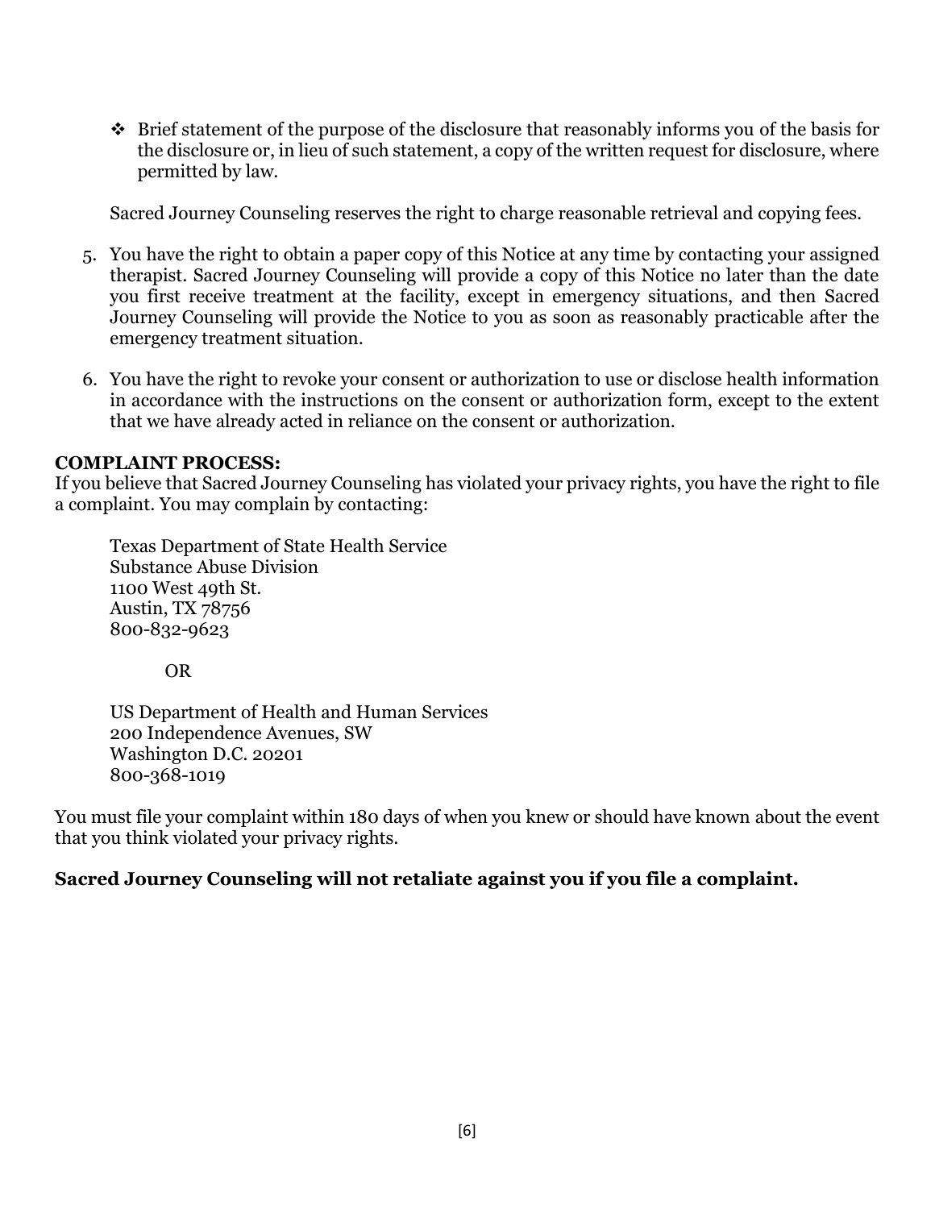- Brief statement of the purpose of the disclosure that reasonably informs you of the basis for the disclosure or, in lieu of such statement, a copy of the written request for disclosure, where permitted by law.

Sacred Journey Counseling reserves the right to charge reasonable retrieval and copying fees.

5. You have the right to obtain a paper copy of this Notice at any time by contacting your assigned therapist. Sacred Journey Counseling will provide a copy of this Notice no later than the date you first receive treatment at the facility, except in emergency situations, and then Sacred Journey Counseling will provide the Notice to you as soon as reasonably practicable after the emergency treatment situation.

6. You have the right to revoke your consent or authorization to use or disclose health information in accordance with the instructions on the consent or authorization form, except to the extent that we have already acted in reliance on the consent or authorization.

**COMPLAINT PROCESS:**

If you believe that Sacred Journey Counseling has violated your privacy rights, you have the right to file a complaint. You may complain by contacting:

Texas Department of State Health Service
Substance Abuse Division
1100 West 49th St.
Austin, TX 78756
800-832-9623

OR

US Department of Health and Human Services
200 Independence Avenues, SW
Washington D.C. 20201
800-368-1019

You must file your complaint within 180 days of when you knew or should have known about the event that you think violated your privacy rights.

**Sacred Journey Counseling will not retaliate against you if you file a complaint.**